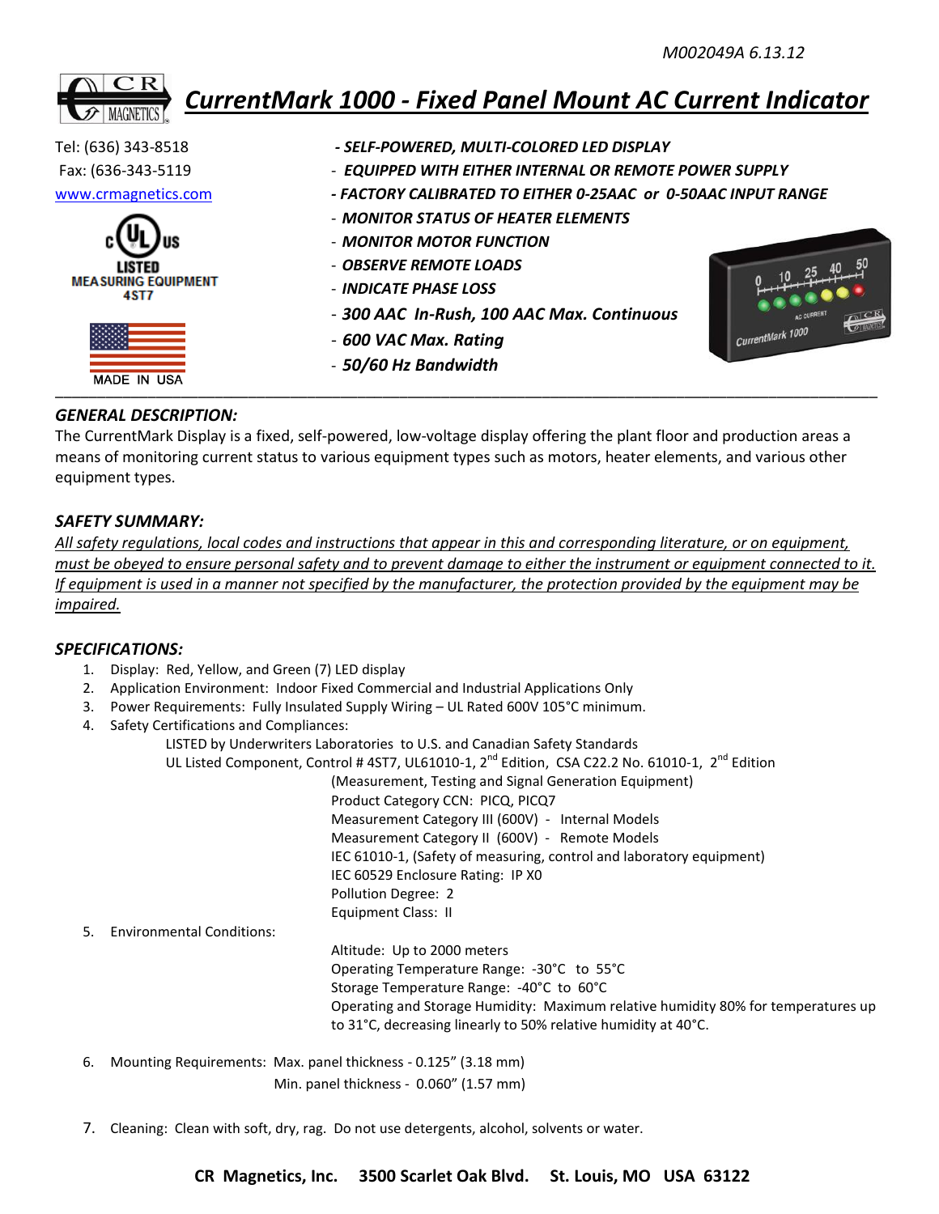M002049A 6.13.12

# *CurrentMark 1000 - Fixed Panel Mount AC Current Indicator*

Tel: (636) 343-8518
Fax: (636-343-5119
www.crmagnetics.com

LISTED
MEASURING EQUIPMENT
4ST7

MADE IN USA

- ***SELF-POWERED, MULTI-COLORED LED DISPLAY***
- ***EQUIPPED WITH EITHER INTERNAL OR REMOTE POWER SUPPLY***
- ***FACTORY CALIBRATED TO EITHER 0-25AAC or 0-50AAC INPUT RANGE***
- ***MONITOR STATUS OF HEATER ELEMENTS***
- ***MONITOR MOTOR FUNCTION***
- ***OBSERVE REMOTE LOADS***
- ***INDICATE PHASE LOSS***
- ***300 AAC In-Rush, 100 AAC Max. Continuous***
- ***600 VAC Max. Rating***
- ***50/60 Hz Bandwidth***

---

## *GENERAL DESCRIPTION:*

The CurrentMark Display is a fixed, self-powered, low-voltage display offering the plant floor and production areas a means of monitoring current status to various equipment types such as motors, heater elements, and various other equipment types.

## *SAFETY SUMMARY:*

*All safety regulations, local codes and instructions that appear in this and corresponding literature, or on equipment, must be obeyed to ensure personal safety and to prevent damage to either the instrument or equipment connected to it. If equipment is used in a manner not specified by the manufacturer, the protection provided by the equipment may be impaired.*

## *SPECIFICATIONS:*

1. Display: Red, Yellow, and Green (7) LED display
2. Application Environment: Indoor Fixed Commercial and Industrial Applications Only
3. Power Requirements: Fully Insulated Supply Wiring – UL Rated 600V 105°C minimum.
4. Safety Certifications and Compliances:
   - LISTED by Underwriters Laboratories to U.S. and Canadian Safety Standards
   - UL Listed Component, Control # 4ST7, UL61010-1, 2nd Edition, CSA C22.2 No. 61010-1, 2nd Edition
     - (Measurement, Testing and Signal Generation Equipment)
     - Product Category CCN: PICQ, PICQ7
     - Measurement Category III (600V) - Internal Models
     - Measurement Category II (600V) - Remote Models
     - IEC 61010-1, (Safety of measuring, control and laboratory equipment)
     - IEC 60529 Enclosure Rating: IP X0
     - Pollution Degree: 2
     - Equipment Class: II
5. Environmental Conditions:
   - Altitude: Up to 2000 meters
   - Operating Temperature Range: -30°C to 55°C
   - Storage Temperature Range: -40°C to 60°C
   - Operating and Storage Humidity: Maximum relative humidity 80% for temperatures up to 31°C, decreasing linearly to 50% relative humidity at 40°C.
6. Mounting Requirements: Max. panel thickness - 0.125" (3.18 mm)
   Min. panel thickness - 0.060" (1.57 mm)
7. Cleaning: Clean with soft, dry, rag. Do not use detergents, alcohol, solvents or water.

**CR Magnetics, Inc. 3500 Scarlet Oak Blvd. St. Louis, MO USA 63122**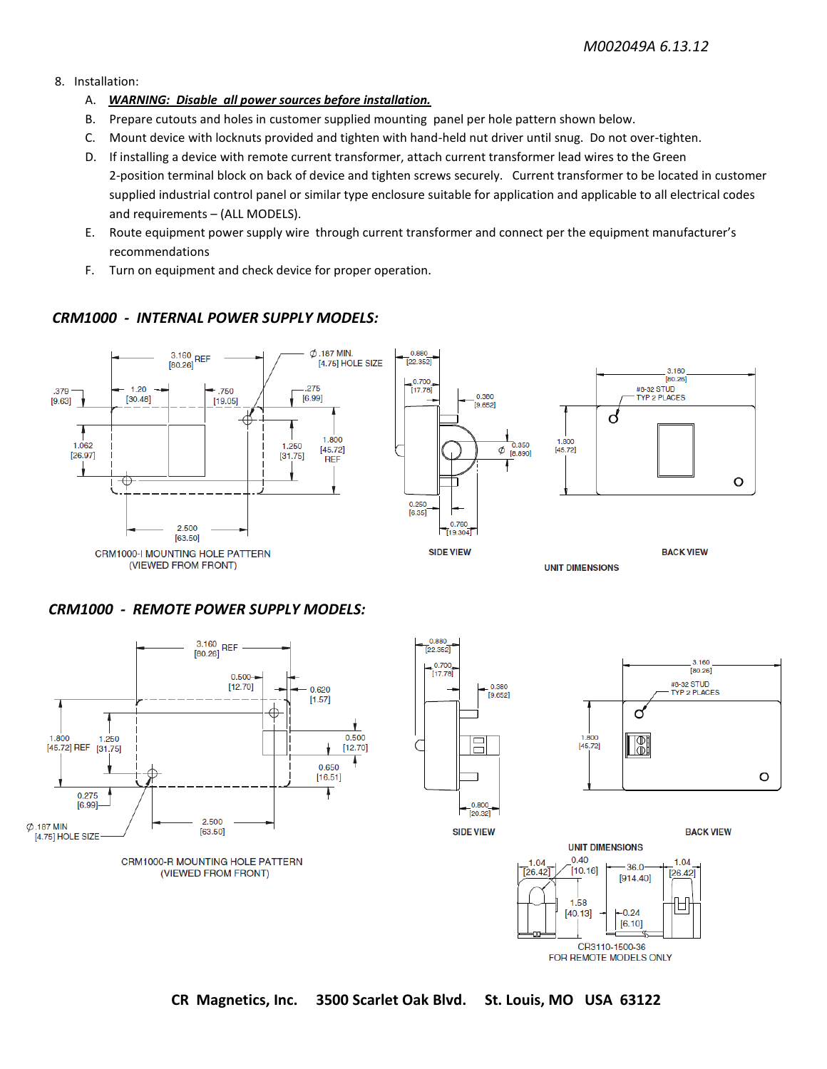8. Installation:
   A. ***WARNING: Disable all power sources before installation.***
   B. Prepare cutouts and holes in customer supplied mounting panel per hole pattern shown below.
   C. Mount device with locknuts provided and tighten with hand-held nut driver until snug. Do not over-tighten.
   D. If installing a device with remote current transformer, attach current transformer lead wires to the Green 2-position terminal block on back of device and tighten screws securely. Current transformer to be located in customer supplied industrial control panel or similar type enclosure suitable for application and applicable to all electrical codes and requirements – (ALL MODELS).
   E. Route equipment power supply wire through current transformer and connect per the equipment manufacturer's recommendations
   F. Turn on equipment and check device for proper operation.

## *CRM1000 - INTERNAL POWER SUPPLY MODELS:*

3.160 [80.26] REF
Ø .187 MIN. [4.75] HOLE SIZE
.379 [9.63]
1.20 [30.48]
.750 [19.05]
.275 [6.99]
1.062 [26.97]
1.250 [31.75]
1.800 [45.72] REF
2.500 [63.50]

CRM1000-I MOUNTING HOLE PATTERN
(VIEWED FROM FRONT)

0.880 [22.352]
0.700 [17.78]
0.380 [9.652]
Ø 0.350 [8.890]
0.250 [6.35]
0.760 [19.304]

SIDE VIEW

3.160 [80.26]
#8-32 STUD TYP 2 PLACES
1.800 [45.72]

BACK VIEW

UNIT DIMENSIONS

## *CRM1000 - REMOTE POWER SUPPLY MODELS:*

3.160 [80.26] REF
0.500 [12.70]
0.620 [1.57]
1.800 [45.72] REF
1.250 [31.75]
0.500 [12.70]
0.650 [16.51]
0.275 [6.99]
Ø .187 MIN [4.75] HOLE SIZE
2.500 [63.50]

CRM1000-R MOUNTING HOLE PATTERN
(VIEWED FROM FRONT)

0.880 [22.352]
0.700 [17.78]
0.380 [9.652]
0.800 [20.32]

SIDE VIEW

3.160 [80.26]
#8-32 STUD TYP 2 PLACES
1.800 [45.72]

BACK VIEW

UNIT DIMENSIONS

1.04 [26.42]
0.40 [10.16]
36.0 [914.40]
1.04 [26.42]
1.58 [40.13]
0.24 [6.10]

CR3110-1500-36
FOR REMOTE MODELS ONLY

**CR Magnetics, Inc. 3500 Scarlet Oak Blvd. St. Louis, MO USA 63122**